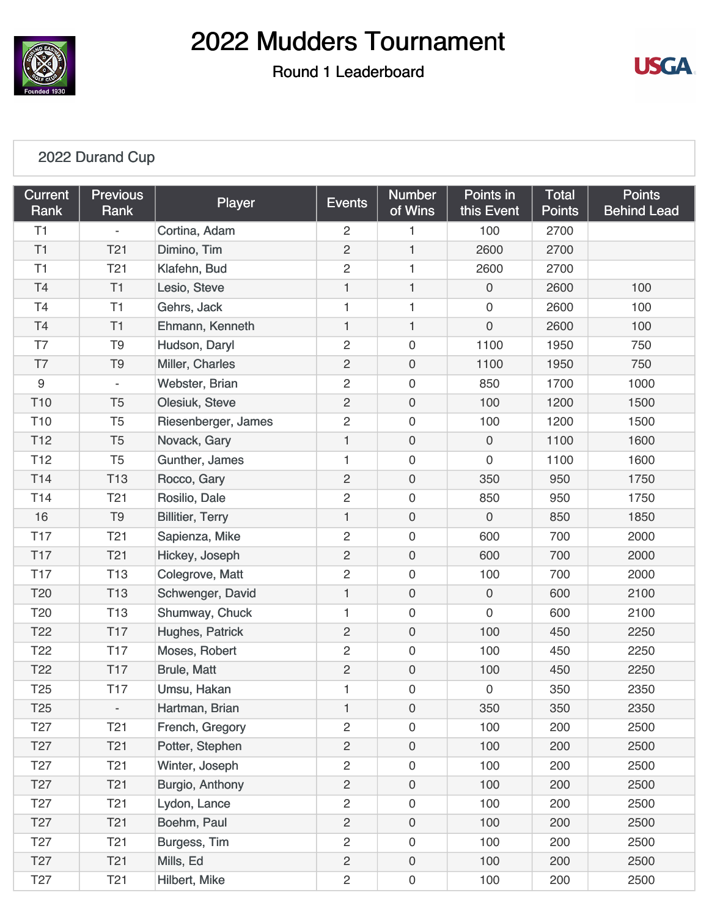# 2022 Mudders Tournament

## Round 1 Leaderboard

### 2022 Durand Cup

| Current Rank | Previous Rank | Player | Events | Number of Wins | Points in this Event | Total Points | Points Behind Lead |
|---|---|---|---|---|---|---|---|
| T1 | - | Cortina, Adam | 2 | 1 | 100 | 2700 | |
| T1 | T21 | Dimino, Tim | 2 | 1 | 2600 | 2700 | |
| T1 | T21 | Klafehn, Bud | 2 | 1 | 2600 | 2700 | |
| T4 | T1 | Lesio, Steve | 1 | 1 | 0 | 2600 | 100 |
| T4 | T1 | Gehrs, Jack | 1 | 1 | 0 | 2600 | 100 |
| T4 | T1 | Ehmann, Kenneth | 1 | 1 | 0 | 2600 | 100 |
| T7 | T9 | Hudson, Daryl | 2 | 0 | 1100 | 1950 | 750 |
| T7 | T9 | Miller, Charles | 2 | 0 | 1100 | 1950 | 750 |
| 9 | - | Webster, Brian | 2 | 0 | 850 | 1700 | 1000 |
| T10 | T5 | Olesiuk, Steve | 2 | 0 | 100 | 1200 | 1500 |
| T10 | T5 | Riesenberger, James | 2 | 0 | 100 | 1200 | 1500 |
| T12 | T5 | Novack, Gary | 1 | 0 | 0 | 1100 | 1600 |
| T12 | T5 | Gunther, James | 1 | 0 | 0 | 1100 | 1600 |
| T14 | T13 | Rocco, Gary | 2 | 0 | 350 | 950 | 1750 |
| T14 | T21 | Rosilio, Dale | 2 | 0 | 850 | 950 | 1750 |
| 16 | T9 | Billitier, Terry | 1 | 0 | 0 | 850 | 1850 |
| T17 | T21 | Sapienza, Mike | 2 | 0 | 600 | 700 | 2000 |
| T17 | T21 | Hickey, Joseph | 2 | 0 | 600 | 700 | 2000 |
| T17 | T13 | Colegrove, Matt | 2 | 0 | 100 | 700 | 2000 |
| T20 | T13 | Schwenger, David | 1 | 0 | 0 | 600 | 2100 |
| T20 | T13 | Shumway, Chuck | 1 | 0 | 0 | 600 | 2100 |
| T22 | T17 | Hughes, Patrick | 2 | 0 | 100 | 450 | 2250 |
| T22 | T17 | Moses, Robert | 2 | 0 | 100 | 450 | 2250 |
| T22 | T17 | Brule, Matt | 2 | 0 | 100 | 450 | 2250 |
| T25 | T17 | Umsu, Hakan | 1 | 0 | 0 | 350 | 2350 |
| T25 | - | Hartman, Brian | 1 | 0 | 350 | 350 | 2350 |
| T27 | T21 | French, Gregory | 2 | 0 | 100 | 200 | 2500 |
| T27 | T21 | Potter, Stephen | 2 | 0 | 100 | 200 | 2500 |
| T27 | T21 | Winter, Joseph | 2 | 0 | 100 | 200 | 2500 |
| T27 | T21 | Burgio, Anthony | 2 | 0 | 100 | 200 | 2500 |
| T27 | T21 | Lydon, Lance | 2 | 0 | 100 | 200 | 2500 |
| T27 | T21 | Boehm, Paul | 2 | 0 | 100 | 200 | 2500 |
| T27 | T21 | Burgess, Tim | 2 | 0 | 100 | 200 | 2500 |
| T27 | T21 | Mills, Ed | 2 | 0 | 100 | 200 | 2500 |
| T27 | T21 | Hilbert, Mike | 2 | 0 | 100 | 200 | 2500 |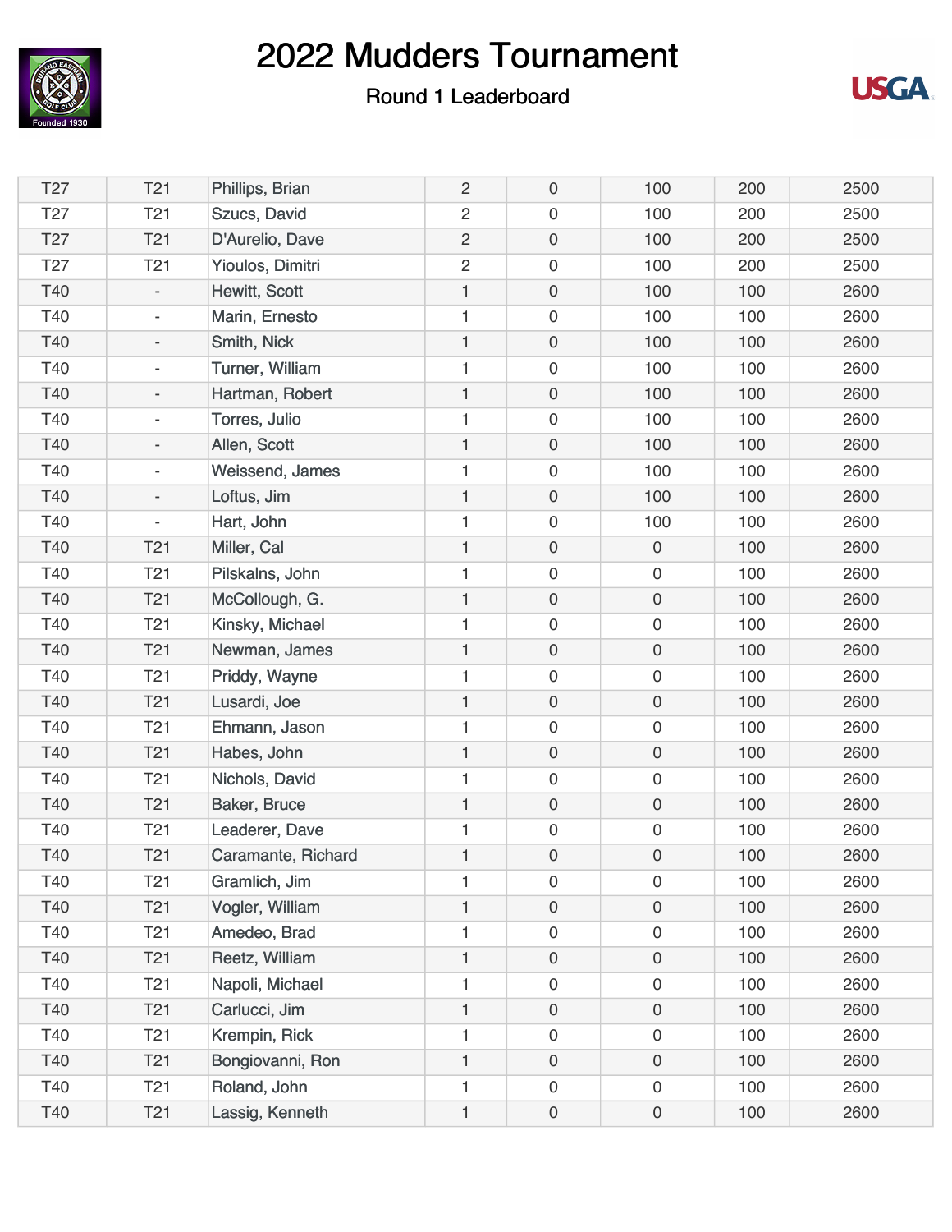# 2022 Mudders Tournament

## Round 1 Leaderboard

| | | | | | | | |
|---|---|---|---|---|---|---|---|
| T27 | T21 | Phillips, Brian | 2 | 0 | 100 | 200 | 2500 |
| T27 | T21 | Szucs, David | 2 | 0 | 100 | 200 | 2500 |
| T27 | T21 | D'Aurelio, Dave | 2 | 0 | 100 | 200 | 2500 |
| T27 | T21 | Yioulos, Dimitri | 2 | 0 | 100 | 200 | 2500 |
| T40 | - | Hewitt, Scott | 1 | 0 | 100 | 100 | 2600 |
| T40 | - | Marin, Ernesto | 1 | 0 | 100 | 100 | 2600 |
| T40 | - | Smith, Nick | 1 | 0 | 100 | 100 | 2600 |
| T40 | - | Turner, William | 1 | 0 | 100 | 100 | 2600 |
| T40 | - | Hartman, Robert | 1 | 0 | 100 | 100 | 2600 |
| T40 | - | Torres, Julio | 1 | 0 | 100 | 100 | 2600 |
| T40 | - | Allen, Scott | 1 | 0 | 100 | 100 | 2600 |
| T40 | - | Weissend, James | 1 | 0 | 100 | 100 | 2600 |
| T40 | - | Loftus, Jim | 1 | 0 | 100 | 100 | 2600 |
| T40 | - | Hart, John | 1 | 0 | 100 | 100 | 2600 |
| T40 | T21 | Miller, Cal | 1 | 0 | 0 | 100 | 2600 |
| T40 | T21 | Pilskalns, John | 1 | 0 | 0 | 100 | 2600 |
| T40 | T21 | McCollough, G. | 1 | 0 | 0 | 100 | 2600 |
| T40 | T21 | Kinsky, Michael | 1 | 0 | 0 | 100 | 2600 |
| T40 | T21 | Newman, James | 1 | 0 | 0 | 100 | 2600 |
| T40 | T21 | Priddy, Wayne | 1 | 0 | 0 | 100 | 2600 |
| T40 | T21 | Lusardi, Joe | 1 | 0 | 0 | 100 | 2600 |
| T40 | T21 | Ehmann, Jason | 1 | 0 | 0 | 100 | 2600 |
| T40 | T21 | Habes, John | 1 | 0 | 0 | 100 | 2600 |
| T40 | T21 | Nichols, David | 1 | 0 | 0 | 100 | 2600 |
| T40 | T21 | Baker, Bruce | 1 | 0 | 0 | 100 | 2600 |
| T40 | T21 | Leaderer, Dave | 1 | 0 | 0 | 100 | 2600 |
| T40 | T21 | Caramante, Richard | 1 | 0 | 0 | 100 | 2600 |
| T40 | T21 | Gramlich, Jim | 1 | 0 | 0 | 100 | 2600 |
| T40 | T21 | Vogler, William | 1 | 0 | 0 | 100 | 2600 |
| T40 | T21 | Amedeo, Brad | 1 | 0 | 0 | 100 | 2600 |
| T40 | T21 | Reetz, William | 1 | 0 | 0 | 100 | 2600 |
| T40 | T21 | Napoli, Michael | 1 | 0 | 0 | 100 | 2600 |
| T40 | T21 | Carlucci, Jim | 1 | 0 | 0 | 100 | 2600 |
| T40 | T21 | Krempin, Rick | 1 | 0 | 0 | 100 | 2600 |
| T40 | T21 | Bongiovanni, Ron | 1 | 0 | 0 | 100 | 2600 |
| T40 | T21 | Roland, John | 1 | 0 | 0 | 100 | 2600 |
| T40 | T21 | Lassig, Kenneth | 1 | 0 | 0 | 100 | 2600 |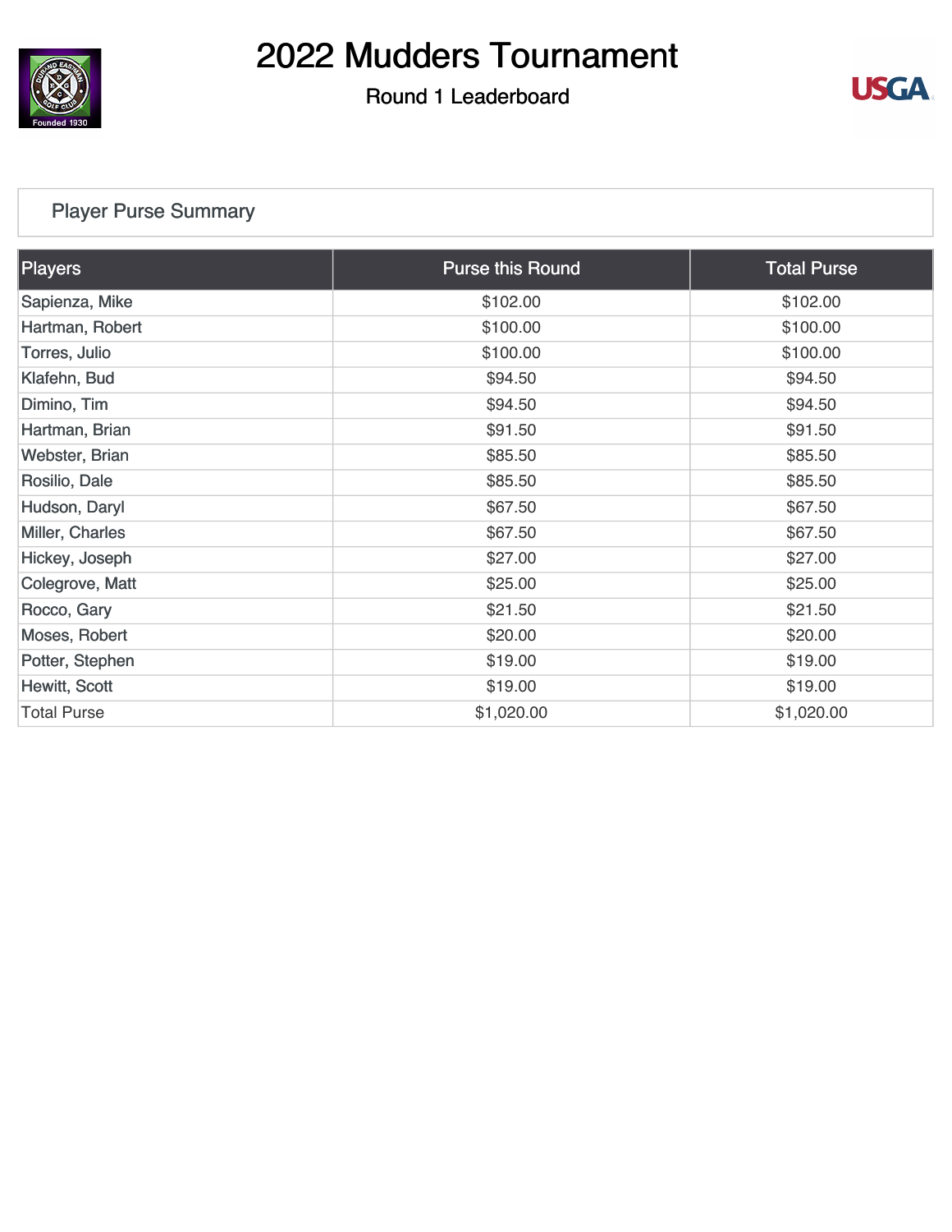# 2022 Mudders Tournament

## Round 1 Leaderboard

### Player Purse Summary

| Players | Purse this Round | Total Purse |
|---|---|---|
| Sapienza, Mike | $102.00 | $102.00 |
| Hartman, Robert | $100.00 | $100.00 |
| Torres, Julio | $100.00 | $100.00 |
| Klafehn, Bud | $94.50 | $94.50 |
| Dimino, Tim | $94.50 | $94.50 |
| Hartman, Brian | $91.50 | $91.50 |
| Webster, Brian | $85.50 | $85.50 |
| Rosilio, Dale | $85.50 | $85.50 |
| Hudson, Daryl | $67.50 | $67.50 |
| Miller, Charles | $67.50 | $67.50 |
| Hickey, Joseph | $27.00 | $27.00 |
| Colegrove, Matt | $25.00 | $25.00 |
| Rocco, Gary | $21.50 | $21.50 |
| Moses, Robert | $20.00 | $20.00 |
| Potter, Stephen | $19.00 | $19.00 |
| Hewitt, Scott | $19.00 | $19.00 |
| Total Purse | $1,020.00 | $1,020.00 |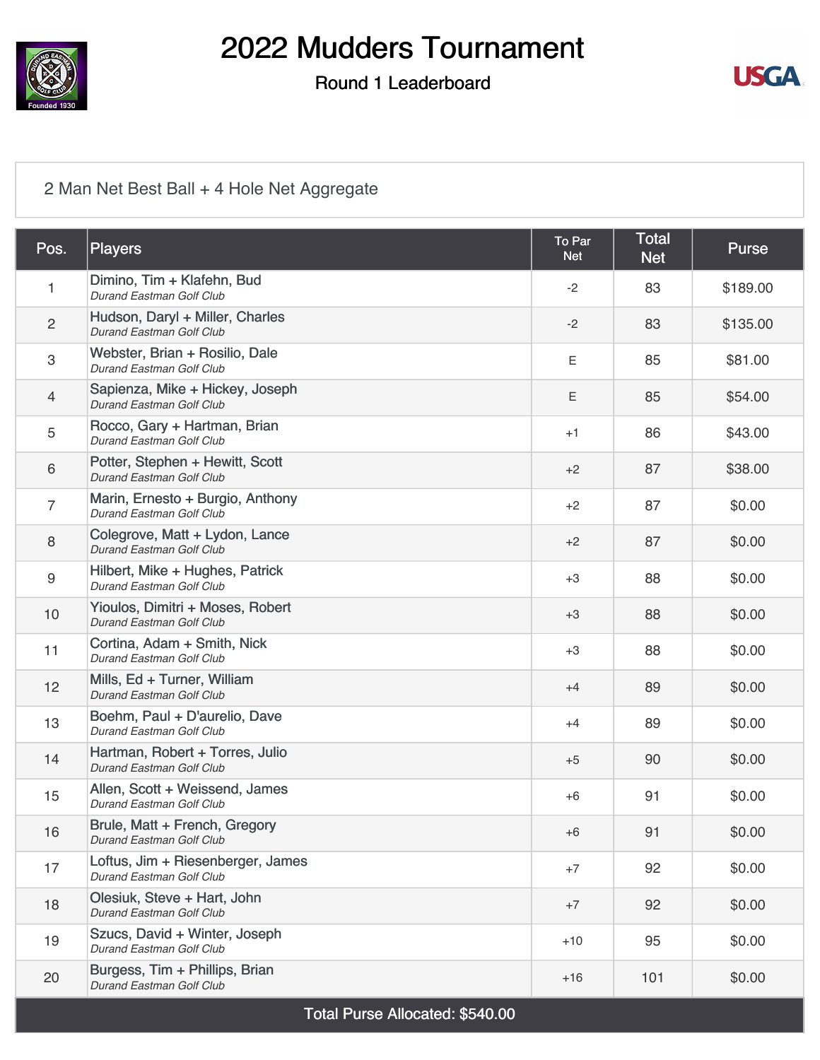# 2022 Mudders Tournament

## Round 1 Leaderboard

2 Man Net Best Ball + 4 Hole Net Aggregate

| Pos. | Players | To Par Net | Total Net | Purse |
|---|---|---|---|---|
| 1 | Dimino, Tim + Klafehn, Bud<br>*Durand Eastman Golf Club* | -2 | 83 | $189.00 |
| 2 | Hudson, Daryl + Miller, Charles<br>*Durand Eastman Golf Club* | -2 | 83 | $135.00 |
| 3 | Webster, Brian + Rosilio, Dale<br>*Durand Eastman Golf Club* | E | 85 | $81.00 |
| 4 | Sapienza, Mike + Hickey, Joseph<br>*Durand Eastman Golf Club* | E | 85 | $54.00 |
| 5 | Rocco, Gary + Hartman, Brian<br>*Durand Eastman Golf Club* | +1 | 86 | $43.00 |
| 6 | Potter, Stephen + Hewitt, Scott<br>*Durand Eastman Golf Club* | +2 | 87 | $38.00 |
| 7 | Marin, Ernesto + Burgio, Anthony<br>*Durand Eastman Golf Club* | +2 | 87 | $0.00 |
| 8 | Colegrove, Matt + Lydon, Lance<br>*Durand Eastman Golf Club* | +2 | 87 | $0.00 |
| 9 | Hilbert, Mike + Hughes, Patrick<br>*Durand Eastman Golf Club* | +3 | 88 | $0.00 |
| 10 | Yioulos, Dimitri + Moses, Robert<br>*Durand Eastman Golf Club* | +3 | 88 | $0.00 |
| 11 | Cortina, Adam + Smith, Nick<br>*Durand Eastman Golf Club* | +3 | 88 | $0.00 |
| 12 | Mills, Ed + Turner, William<br>*Durand Eastman Golf Club* | +4 | 89 | $0.00 |
| 13 | Boehm, Paul + D'aurelio, Dave<br>*Durand Eastman Golf Club* | +4 | 89 | $0.00 |
| 14 | Hartman, Robert + Torres, Julio<br>*Durand Eastman Golf Club* | +5 | 90 | $0.00 |
| 15 | Allen, Scott + Weissend, James<br>*Durand Eastman Golf Club* | +6 | 91 | $0.00 |
| 16 | Brule, Matt + French, Gregory<br>*Durand Eastman Golf Club* | +6 | 91 | $0.00 |
| 17 | Loftus, Jim + Riesenberger, James<br>*Durand Eastman Golf Club* | +7 | 92 | $0.00 |
| 18 | Olesiuk, Steve + Hart, John<br>*Durand Eastman Golf Club* | +7 | 92 | $0.00 |
| 19 | Szucs, David + Winter, Joseph<br>*Durand Eastman Golf Club* | +10 | 95 | $0.00 |
| 20 | Burgess, Tim + Phillips, Brian<br>*Durand Eastman Golf Club* | +16 | 101 | $0.00 |

Total Purse Allocated: $540.00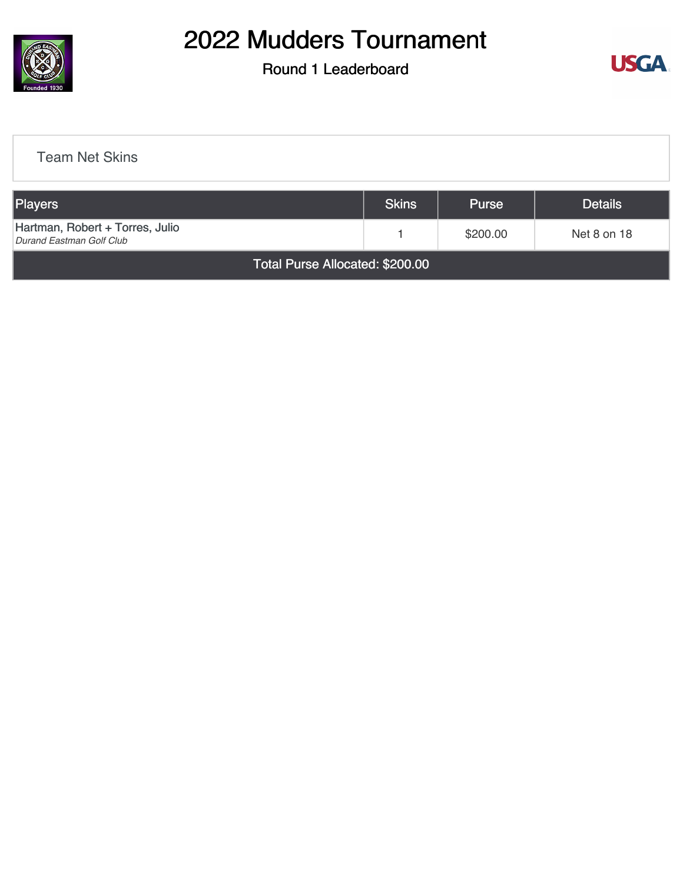# 2022 Mudders Tournament

## Round 1 Leaderboard

### Team Net Skins

| Players | Skins | Purse | Details |
|---|---|---|---|
| Hartman, Robert + Torres, Julio<br>*Durand Eastman Golf Club* | 1 | $200.00 | Net 8 on 18 |
| Total Purse Allocated: $200.00 | | | |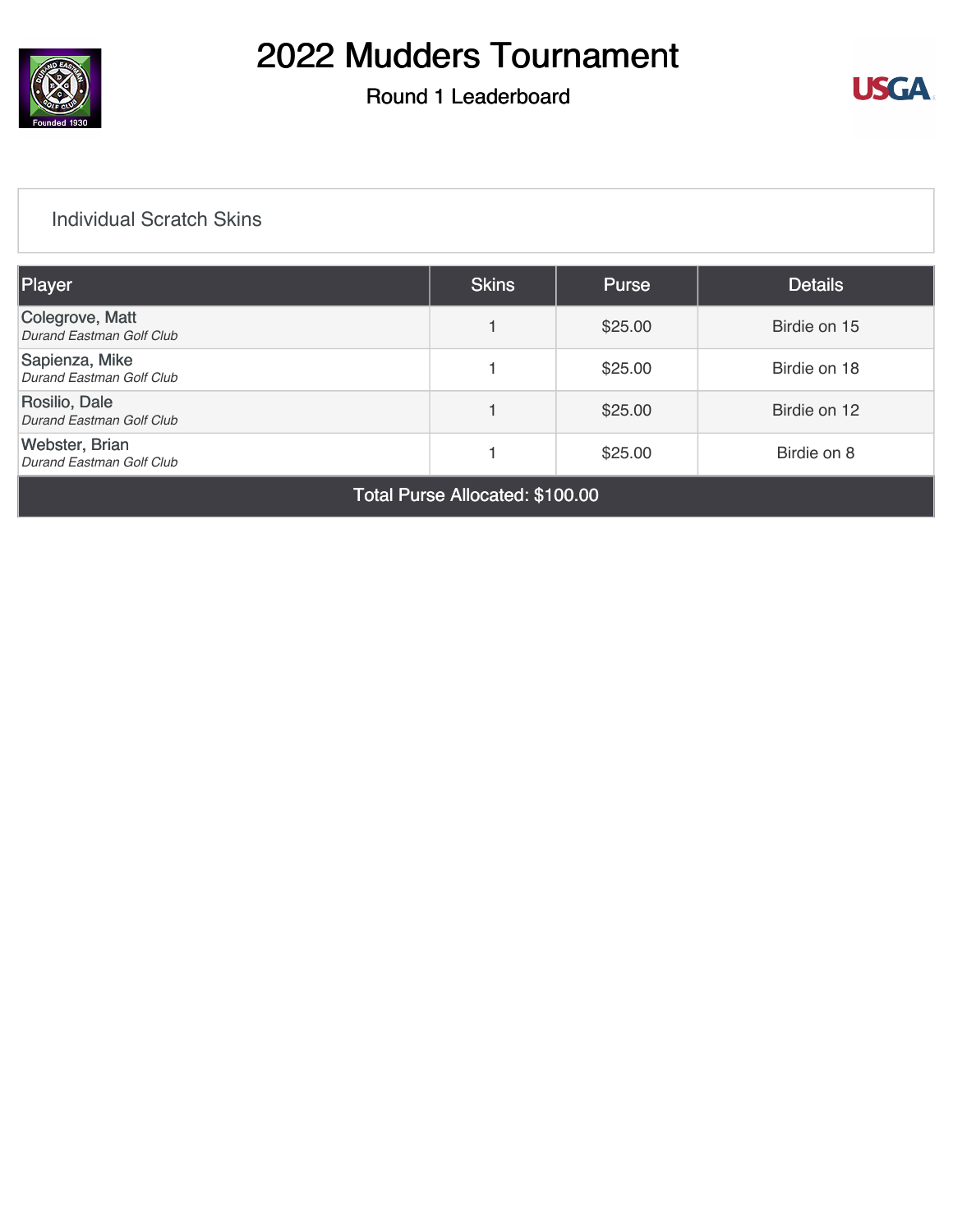# 2022 Mudders Tournament

## Round 1 Leaderboard

### Individual Scratch Skins

| Player | Skins | Purse | Details |
|---|---|---|---|
| Colegrove, Matt<br>*Durand Eastman Golf Club* | 1 | $25.00 | Birdie on 15 |
| Sapienza, Mike<br>*Durand Eastman Golf Club* | 1 | $25.00 | Birdie on 18 |
| Rosilio, Dale<br>*Durand Eastman Golf Club* | 1 | $25.00 | Birdie on 12 |
| Webster, Brian<br>*Durand Eastman Golf Club* | 1 | $25.00 | Birdie on 8 |
| Total Purse Allocated: $100.00 | | | |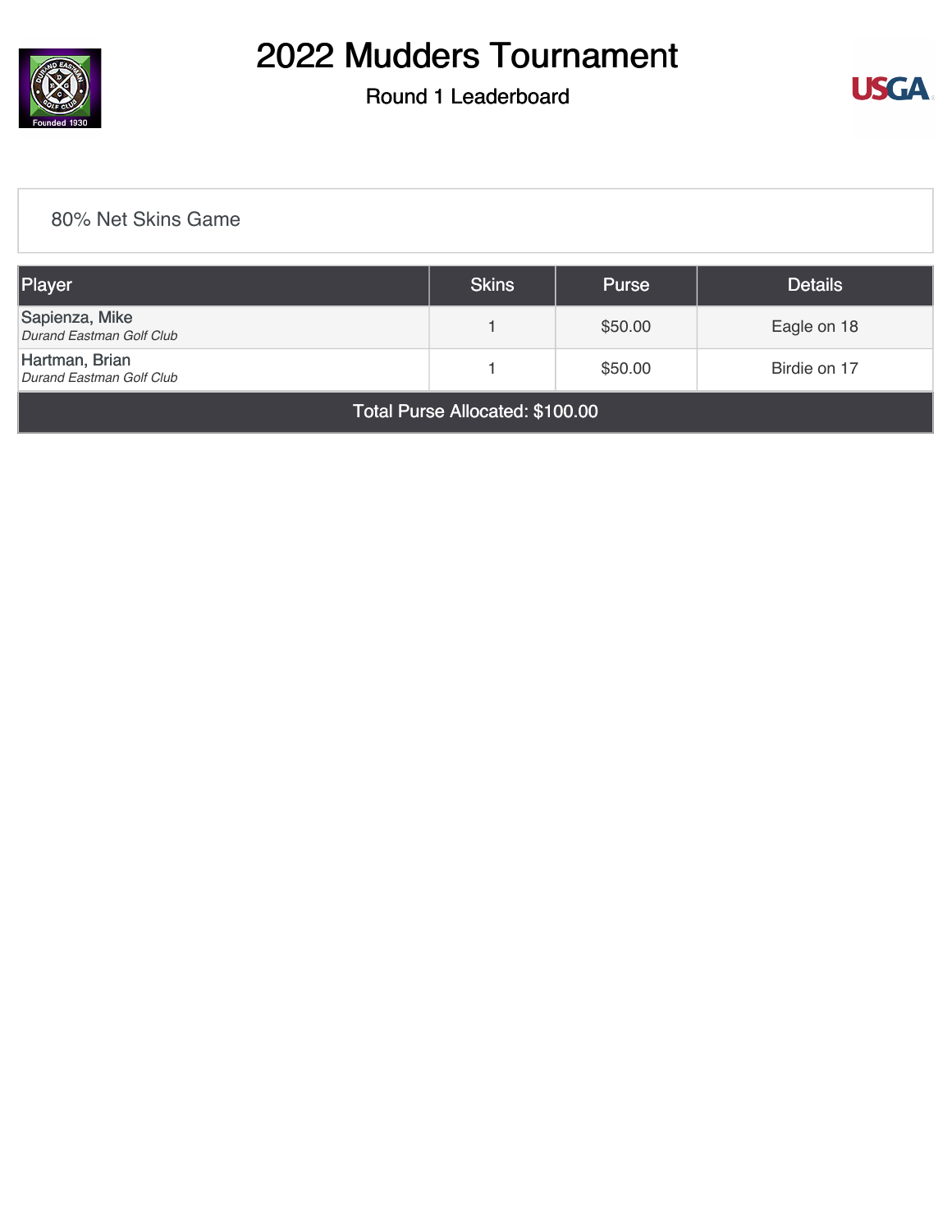# 2022 Mudders Tournament

## Round 1 Leaderboard

80% Net Skins Game

| Player | Skins | Purse | Details |
|---|---|---|---|
| Sapienza, Mike<br>*Durand Eastman Golf Club* | 1 | $50.00 | Eagle on 18 |
| Hartman, Brian<br>*Durand Eastman Golf Club* | 1 | $50.00 | Birdie on 17 |
| Total Purse Allocated: $100.00 | | | |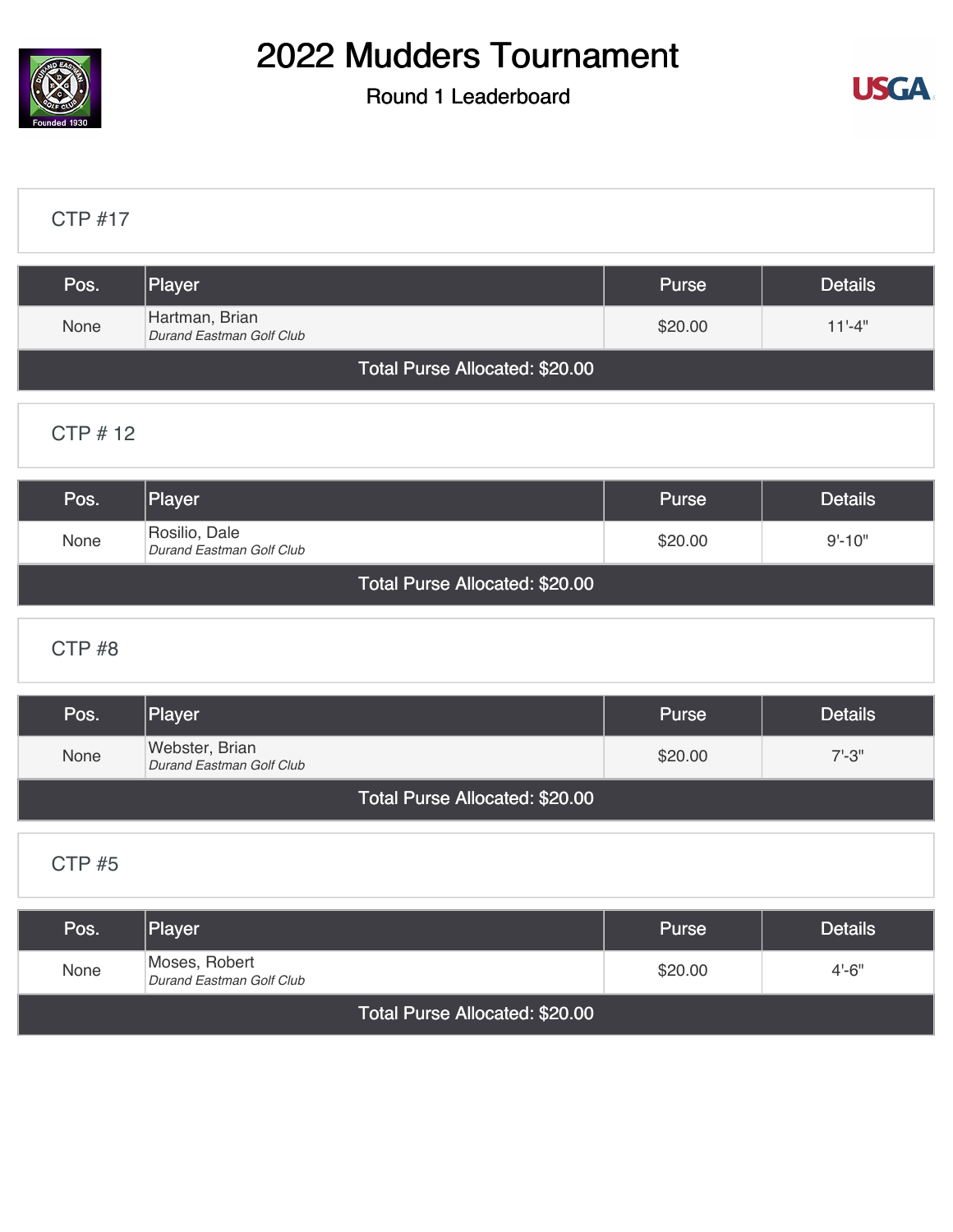# 2022 Mudders Tournament

## Round 1 Leaderboard

### CTP #17

| Pos. | Player | Purse | Details |
|---|---|---|---|
| None | Hartman, Brian *Durand Eastman Golf Club* | $20.00 | 11'-4" |
| Total Purse Allocated: $20.00 | | | |

### CTP # 12

| Pos. | Player | Purse | Details |
|---|---|---|---|
| None | Rosilio, Dale *Durand Eastman Golf Club* | $20.00 | 9'-10" |
| Total Purse Allocated: $20.00 | | | |

### CTP #8

| Pos. | Player | Purse | Details |
|---|---|---|---|
| None | Webster, Brian *Durand Eastman Golf Club* | $20.00 | 7'-3" |
| Total Purse Allocated: $20.00 | | | |

### CTP #5

| Pos. | Player | Purse | Details |
|---|---|---|---|
| None | Moses, Robert *Durand Eastman Golf Club* | $20.00 | 4'-6" |
| Total Purse Allocated: $20.00 | | | |